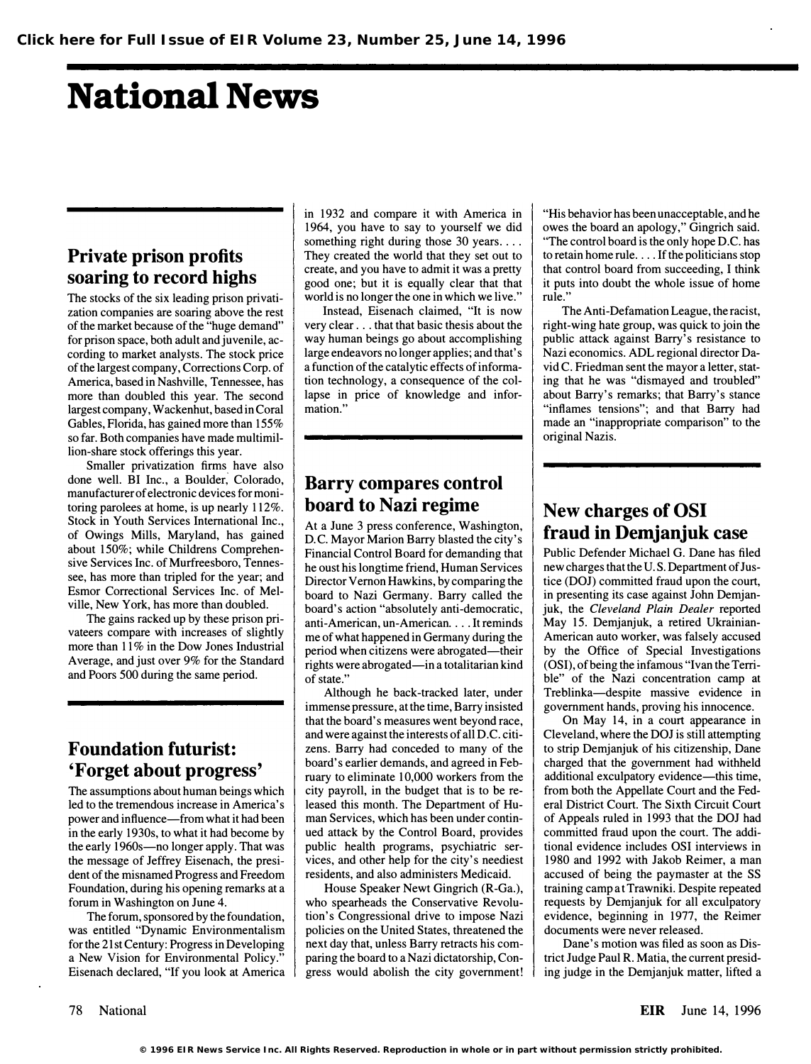# National News

## Private prison profits soaring to record highs

The stocks of the six leading prison privatization companies are soaring above the rest of the market because of the "huge demand" for prison space, both adult and juvenile, according to market analysts. The stock price of the largest company, Corrections Corp. of America, based in Nashville, Tennessee, has more than doubled this year. The second largest company, Wackenhut, based in Coral Gables, Florida, has gained more than 155% so far. Both companies have made multimillion-share stock offerings this year.

Smaller privatization firms have also done well. BI Inc., a Boulder, Colorado, manufacturer of electronic devices for monitoring parolees at home, is up nearly 112%. Stock in Youth Services International Inc., of Owings Mills, Maryland, has gained about 150%; while Childrens Comprehensive Services Inc. of Murfreesboro, Tennessee, has more than tripled for the year; and Esmor Correctional Services Inc. of Melville, New York, has more than doubled.

The gains racked up by these prison privateers compare with increases of slightly more than 11% in the Dow Jones Industrial Average, and just over 9% for the Standard and Poors 500 during the same period.

## Foundation futurist: 'Forget about progress'

The assumptions about human beings which led to the tremendous increase in America's power and influence—from what it had been in the early 1930s, to what it had become by the early 1960s—no longer apply. That was the message of Jeffrey Eisenach, the president of the misnamed Progress and Freedom Foundation, during his opening remarks at a forum in Washington on June 4.

The forum, sponsored by the foundation, was entitled "Dynamic Environmentalism for the 21st Century: Progress in Developing a New Vision for Environmental Policy." Eisenach declared, "If you look at America in 1932 and compare it with America in 1964, you have to say to yourself we did something right during those 30 years. . . . They created the world that they set out to create, and you have to admit it was a pretty good one; but it is equally clear that that world is no longer the one in which we live."

Instead, Eisenach claimed, "It is now very clear . . . that that basic thesis about the way human beings go about accomplishing large endeavors no longer applies; and that's a function of the catalytic effects of information technology, a consequence of the collapse in price of knowledge and information."

## Barry compares control board to Nazi regime

At a June 3 press conference, Washington, D.C. Mayor Marion Barry blasted the city's Financial Control Board for demanding that he oust his longtime friend, Human Services Director Vernon Hawkins, by comparing the board to Nazi Germany. Barry called the board's action "absolutely anti-democratic, anti-American, un-American. . . . It reminds me of what happened in Germany during the period when citizens were abrogated—their rights were abrogated—in a totalitarian kind of state."

Although he back-tracked later, under immense pressure, at the time, Barry insisted that the board's measures went beyond race, and were against the interests of all D.C. citizens. Barry had conceded to many of the board's earlier demands, and agreed in February to eliminate 10,000 workers from the city payroll, in the budget that is to be released this month. The Department of Human Services, which has been under continued attack by the Control Board, provides public health programs, psychiatric services, and other help for the city's neediest residents, and also administers Medicaid.

House Speaker Newt Gingrich (R-Ga.), who spearheads the Conservative Revolution's Congressional drive to impose Nazi policies on the United States, threatened the next day that, unless Barry retracts his comparing the board to a Nazi dictatorship, Congress would abolish the city government! "His behavior has been unacceptable, and he owes the board an apology," Gingrich said. "The control board is the only hope D.C. has to retain home rule. . . . If the politicians stop that control board from succeeding, I think it puts into doubt the whole issue of home rule."

The Anti-Defamation League, the racist, right-wing hate group, was quick to join the public attack against Barry's resistance to Nazi economics. ADL regional director David C. Friedman sent the mayor a letter, stating that he was "dismayed and troubled" about Barry's remarks; that Barry's stance "inflames tensions"; and that Barry had made an "inappropriate comparison" to the original Nazis.

## New charges of OSI fraud in Demjanjuk case

Public Defender Michael G. Dane has filed new charges that the U.S. Department of Justice (DOJ) committed fraud upon the court, in presenting its case against John Demjanjuk, the *Cleveland Plain Dealer* reported May 15. Demjanjuk, a retired Ukrainian-American auto worker, was falsely accused by the Office of Special Investigations (OSI), of being the infamous "Ivan the Terrible" of the Nazi concentration camp at Treblinka—despite massive evidence in government hands, proving his innocence.

On May 14, in a court appearance in Cleveland, where the DOJ is still attempting to strip Demjanjuk of his citizenship, Dane charged that the government had withheld additional exculpatory evidence—this time, from both the Appellate Court and the Federal District Court. The Sixth Circuit Court of Appeals ruled in 1993 that the DOJ had committed fraud upon the court. The additional evidence includes OSI interviews in 1980 and 1992 with Jakob Reimer, a man accused of being the paymaster at the SS training camp at Trawniki. Despite repeated requests by Demjanjuk for all exculpatory evidence, beginning in 1977, the Reimer documents were never released.

Dane's motion was filed as soon as District Judge Paul R. Matia, the current presiding judge in the Demjanjuk matter, lifted a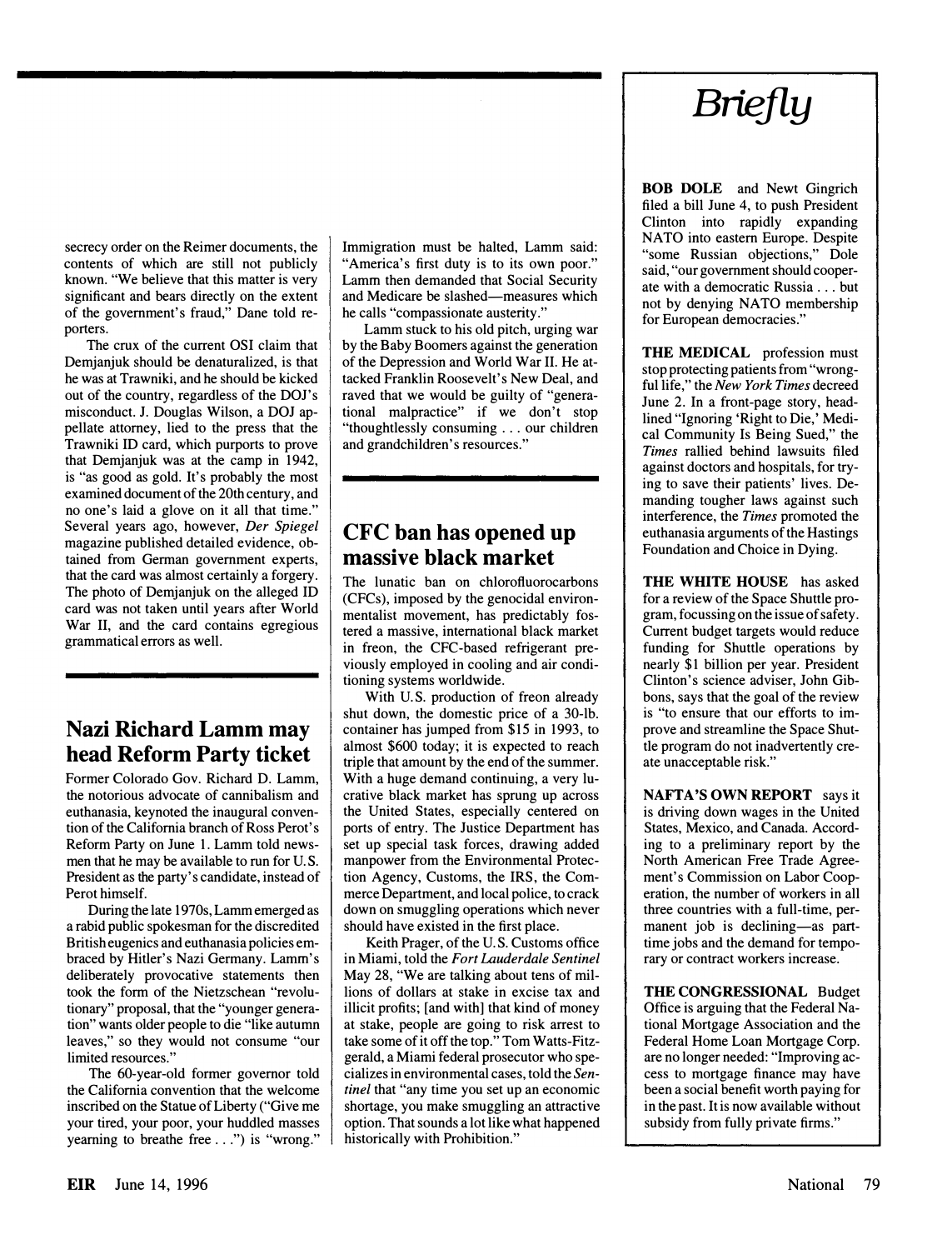secrecy order on the Reimer documents, the contents of which are still not publicly known. "We believe that this matter is very significant and bears directly on the extent of the government's fraud," Dane told reporters.

The crux of the current OSI claim that Demjanjuk should be denaturalized, is that he was at Trawniki, and he should be kicked out of the country, regardless of the DOJ's misconduct. J. Douglas Wilson, a DOJ appellate attorney, lied to the press that the Trawniki ID card, which purports to prove that Demjanjuk was at the camp in 1942, is "as good as gold. It's probably the most examined document of the 20th century, and no one's laid a glove on it all that time." Several years ago, however, *Der Spiegel* magazine published detailed evidence, obtained from German government experts, that the card was almost certainly a forgery. The photo of Demjanjuk on the alleged ID card was not taken until years after World War II, and the card contains egregious grammatical errors as well.

## Nazi Richard Lamm may head Reform Party ticket

Former Colorado Gov. Richard D. Lamm, the notorious advocate of cannibalism and euthanasia, keynoted the inaugural convention of the California branch of Ross Perot's Reform Party on June 1. Lamm told newsmen that he may be available to run for U.S. President as the party's candidate, instead of Perot himself.

During the late 1970s, Lamm emerged as a rabid public spokesman for the discredited British eugenics and euthanasia policies embraced by Hitler's Nazi Germany. Lamm's deliberately provocative statements then took the form of the Nietzschean "revolutionary" proposal, that the "younger generation" wants older people to die "like autumn leaves," so they would not consume "our limited resources."

The 60-year-old former governor told the California convention that the welcome inscribed on the Statue of Liberty ("Give me your tired, your poor, your huddled masses yearning to breathe free . . .") is "wrong." Immigration must be halted, Lamm said: "America's first duty is to its own poor." Lamm then demanded that Social Security and Medicare be slashed—measures which he calls "compassionate austerity."

Lamm stuck to his old pitch, urging war by the Baby Boomers against the generation of the Depression and World War II. He attacked Franklin Roosevelt's New Deal, and raved that we would be guilty of "generational malpractice" if we don't stop "thoughtlessly consuming . . . our children and grandchildren's resources."

## CFC ban has opened up massive black market

The lunatic ban on chlorofluorocarbons (CFCs), imposed by the genocidal environmentalist movement, has predictably fostered a massive, international black market in freon, the CFC-based refrigerant previously employed in cooling and air conditioning systems worldwide.

With U.S. production of freon already shut down, the domestic price of a 30-lb. container has jumped from $15 in 1993, to almost $600 today; it is expected to reach triple that amount by the end of the summer. With a huge demand continuing, a very lucrative black market has sprung up across the United States, especially centered on ports of entry. The Justice Department has set up special task forces, drawing added manpower from the Environmental Protection Agency, Customs, the IRS, the Commerce Department, and local police, to crack down on smuggling operations which never should have existed in the first place.

Keith Prager, of the U.S. Customs office in Miami, told the *Fort Lauderdale Sentinel* May 28, "We are talking about tens of millions of dollars at stake in excise tax and illicit profits; [and with] that kind of money at stake, people are going to risk arrest to take some of it off the top." Tom Watts-Fitzgerald, a Miami federal prosecutor who specializes in environmental cases, told the *Sentinel* that "any time you set up an economic shortage, you make smuggling an attractive option. That sounds a lot like what happened historically with Prohibition."

## *Briefly*

**BOB DOLE** and Newt Gingrich filed a bill June 4, to push President Clinton into rapidly expanding NATO into eastern Europe. Despite "some Russian objections," Dole said, "our government should cooperate with a democratic Russia . . . but not by denying NATO membership for European democracies."

**THE MEDICAL** profession must stop protecting patients from "wrongful life," the *New York Times* decreed June 2. In a front-page story, headlined "Ignoring 'Right to Die,' Medical Community Is Being Sued," the *Times* rallied behind lawsuits filed against doctors and hospitals, for trying to save their patients' lives. Demanding tougher laws against such interference, the *Times* promoted the euthanasia arguments of the Hastings Foundation and Choice in Dying.

**THE WHITE HOUSE** has asked for a review of the Space Shuttle program, focussing on the issue of safety. Current budget targets would reduce funding for Shuttle operations by nearly $1 billion per year. President Clinton's science adviser, John Gibbons, says that the goal of the review is "to ensure that our efforts to improve and streamline the Space Shuttle program do not inadvertently create unacceptable risk."

**NAFTA'S OWN REPORT** says it is driving down wages in the United States, Mexico, and Canada. According to a preliminary report by the North American Free Trade Agreement's Commission on Labor Cooperation, the number of workers in all three countries with a full-time, permanent job is declining—as part-time jobs and the demand for temporary or contract workers increase.

**THE CONGRESSIONAL** Budget Office is arguing that the Federal National Mortgage Association and the Federal Home Loan Mortgage Corp. are no longer needed: "Improving access to mortgage finance may have been a social benefit worth paying for in the past. It is now available without subsidy from fully private firms."